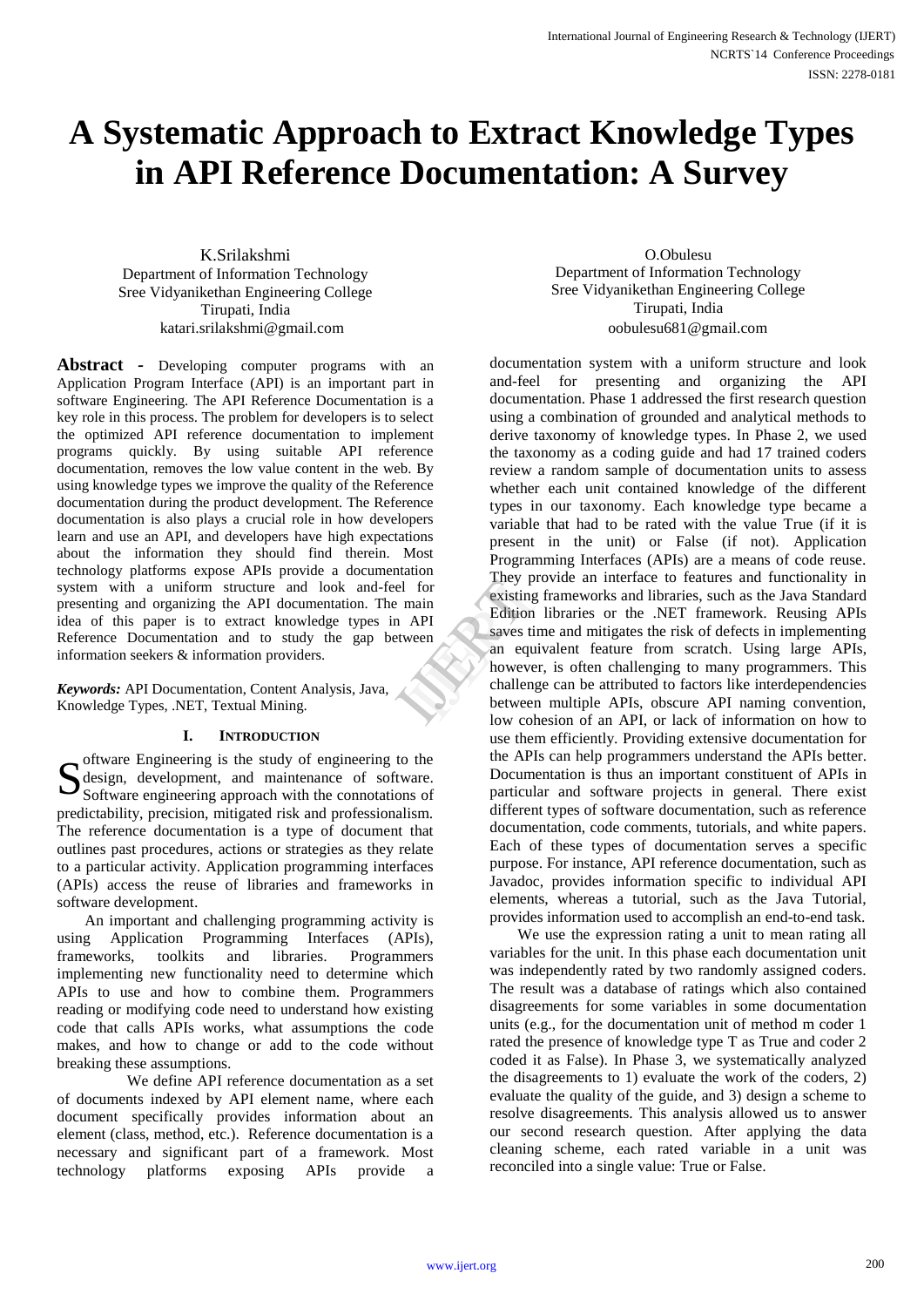# A Systematic Approach to Extract Knowledge Types in API Reference Documentation: A Survey

K.Srilakshmi
Department of Information Technology
Sree Vidyanikethan Engineering College
Tirupati, India
katari.srilakshmi@gmail.com

O.Obulesu
Department of Information Technology
Sree Vidyanikethan Engineering College
Tirupati, India
oobulesu681@gmail.com

**Abstract -** Developing computer programs with an Application Program Interface (API) is an important part in software Engineering. The API Reference Documentation is a key role in this process. The problem for developers is to select the optimized API reference documentation to implement programs quickly. By using suitable API reference documentation, removes the low value content in the web. By using knowledge types we improve the quality of the Reference documentation during the product development. The Reference documentation is also plays a crucial role in how developers learn and use an API, and developers have high expectations about the information they should find therein. Most technology platforms expose APIs provide a documentation system with a uniform structure and look and-feel for presenting and organizing the API documentation. The main idea of this paper is to extract knowledge types in API Reference Documentation and to study the gap between information seekers & information providers.

***Keywords:*** API Documentation, Content Analysis, Java, Knowledge Types, .NET, Textual Mining.

## I. Introduction

Software Engineering is the study of engineering to the design, development, and maintenance of software. Software engineering approach with the connotations of predictability, precision, mitigated risk and professionalism. The reference documentation is a type of document that outlines past procedures, actions or strategies as they relate to a particular activity. Application programming interfaces (APIs) access the reuse of libraries and frameworks in software development.

An important and challenging programming activity is using Application Programming Interfaces (APIs), frameworks, toolkits and libraries. Programmers implementing new functionality need to determine which APIs to use and how to combine them. Programmers reading or modifying code need to understand how existing code that calls APIs works, what assumptions the code makes, and how to change or add to the code without breaking these assumptions.

We define API reference documentation as a set of documents indexed by API element name, where each document specifically provides information about an element (class, method, etc.). Reference documentation is a necessary and significant part of a framework. Most technology platforms exposing APIs provide a documentation system with a uniform structure and look and-feel for presenting and organizing the API documentation. Phase 1 addressed the first research question using a combination of grounded and analytical methods to derive taxonomy of knowledge types. In Phase 2, we used the taxonomy as a coding guide and had 17 trained coders review a random sample of documentation units to assess whether each unit contained knowledge of the different types in our taxonomy. Each knowledge type became a variable that had to be rated with the value True (if it is present in the unit) or False (if not). Application Programming Interfaces (APIs) are a means of code reuse. They provide an interface to features and functionality in existing frameworks and libraries, such as the Java Standard Edition libraries or the .NET framework. Reusing APIs saves time and mitigates the risk of defects in implementing an equivalent feature from scratch. Using large APIs, however, is often challenging to many programmers. This challenge can be attributed to factors like interdependencies between multiple APIs, obscure API naming convention, low cohesion of an API, or lack of information on how to use them efficiently. Providing extensive documentation for the APIs can help programmers understand the APIs better. Documentation is thus an important constituent of APIs in particular and software projects in general. There exist different types of software documentation, such as reference documentation, code comments, tutorials, and white papers. Each of these types of documentation serves a specific purpose. For instance, API reference documentation, such as Javadoc, provides information specific to individual API elements, whereas a tutorial, such as the Java Tutorial, provides information used to accomplish an end-to-end task.

We use the expression rating a unit to mean rating all variables for the unit. In this phase each documentation unit was independently rated by two randomly assigned coders. The result was a database of ratings which also contained disagreements for some variables in some documentation units (e.g., for the documentation unit of method m coder 1 rated the presence of knowledge type T as True and coder 2 coded it as False). In Phase 3, we systematically analyzed the disagreements to 1) evaluate the work of the coders, 2) evaluate the quality of the guide, and 3) design a scheme to resolve disagreements. This analysis allowed us to answer our second research question. After applying the data cleaning scheme, each rated variable in a unit was reconciled into a single value: True or False.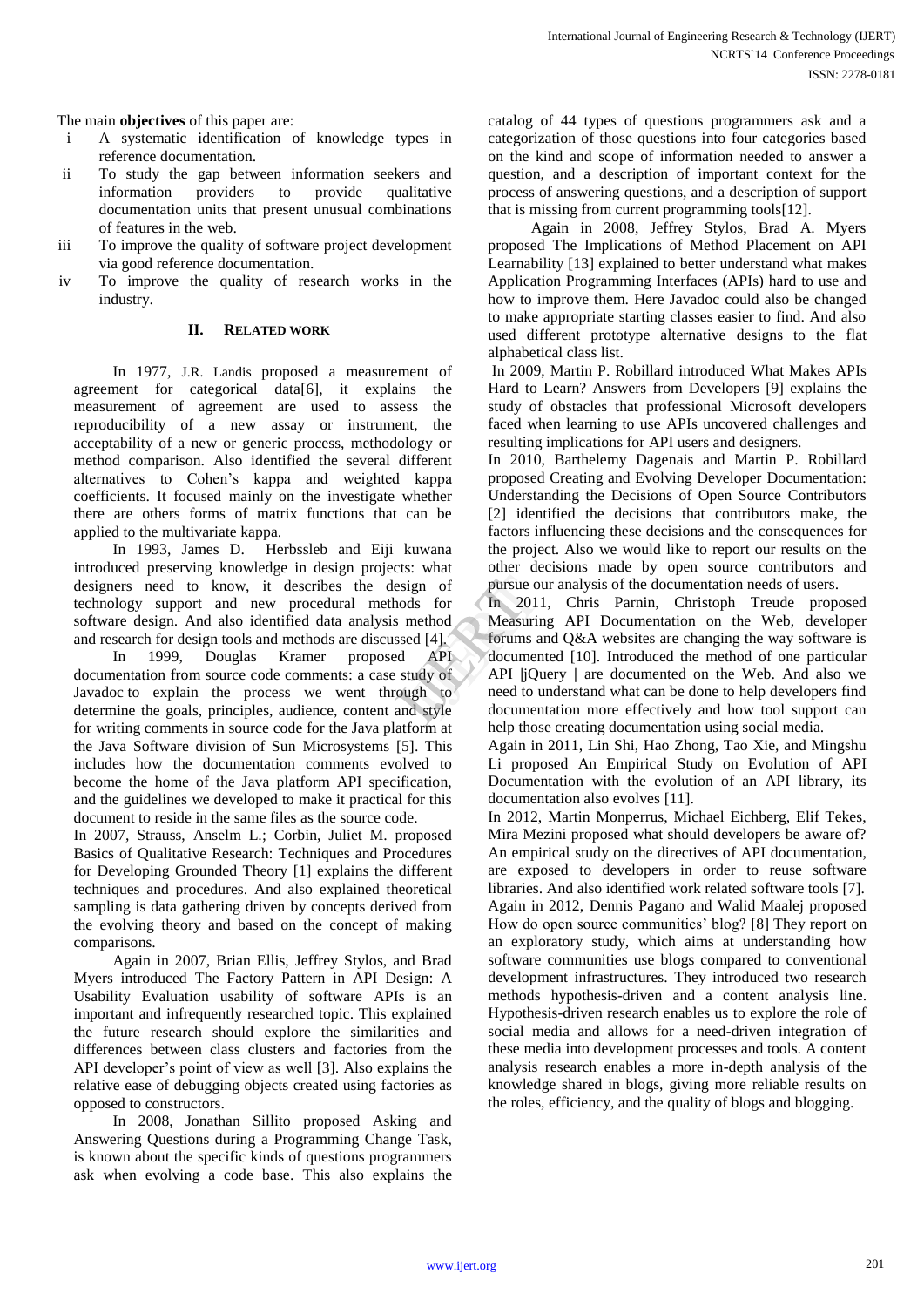The main **objectives** of this paper are:

- i A systematic identification of knowledge types in reference documentation.
- ii To study the gap between information seekers and information providers to provide qualitative documentation units that present unusual combinations of features in the web.
- iii To improve the quality of software project development via good reference documentation.
- iv To improve the quality of research works in the industry.

## II. RELATED WORK

In 1977, J.R. Landis proposed a measurement of agreement for categorical data[6], it explains the measurement of agreement are used to assess the reproducibility of a new assay or instrument, the acceptability of a new or generic process, methodology or method comparison. Also identified the several different alternatives to Cohen's kappa and weighted kappa coefficients. It focused mainly on the investigate whether there are others forms of matrix functions that can be applied to the multivariate kappa.

In 1993, James D. Herbssleb and Eiji kuwana introduced preserving knowledge in design projects: what designers need to know, it describes the design of technology support and new procedural methods for software design. And also identified data analysis method and research for design tools and methods are discussed [4].

In 1999, Douglas Kramer proposed API documentation from source code comments: a case study of Javadoc to explain the process we went through to determine the goals, principles, audience, content and style for writing comments in source code for the Java platform at the Java Software division of Sun Microsystems [5]. This includes how the documentation comments evolved to become the home of the Java platform API specification, and the guidelines we developed to make it practical for this document to reside in the same files as the source code.

In 2007, Strauss, Anselm L.; Corbin, Juliet M. proposed Basics of Qualitative Research: Techniques and Procedures for Developing Grounded Theory [1] explains the different techniques and procedures. And also explained theoretical sampling is data gathering driven by concepts derived from the evolving theory and based on the concept of making comparisons.

Again in 2007, Brian Ellis, Jeffrey Stylos, and Brad Myers introduced The Factory Pattern in API Design: A Usability Evaluation usability of software APIs is an important and infrequently researched topic. This explained the future research should explore the similarities and differences between class clusters and factories from the API developer's point of view as well [3]. Also explains the relative ease of debugging objects created using factories as opposed to constructors.

In 2008, Jonathan Sillito proposed Asking and Answering Questions during a Programming Change Task, is known about the specific kinds of questions programmers ask when evolving a code base. This also explains the catalog of 44 types of questions programmers ask and a categorization of those questions into four categories based on the kind and scope of information needed to answer a question, and a description of important context for the process of answering questions, and a description of support that is missing from current programming tools[12].

Again in 2008, Jeffrey Stylos, Brad A. Myers proposed The Implications of Method Placement on API Learnability [13] explained to better understand what makes Application Programming Interfaces (APIs) hard to use and how to improve them. Here Javadoc could also be changed to make appropriate starting classes easier to find. And also used different prototype alternative designs to the flat alphabetical class list.

In 2009, Martin P. Robillard introduced What Makes APIs Hard to Learn? Answers from Developers [9] explains the study of obstacles that professional Microsoft developers faced when learning to use APIs uncovered challenges and resulting implications for API users and designers.

In 2010, Barthelemy Dagenais and Martin P. Robillard proposed Creating and Evolving Developer Documentation: Understanding the Decisions of Open Source Contributors [2] identified the decisions that contributors make, the factors influencing these decisions and the consequences for the project. Also we would like to report our results on the other decisions made by open source contributors and pursue our analysis of the documentation needs of users.

In 2011, Chris Parnin, Christoph Treude proposed Measuring API Documentation on the Web, developer forums and Q&A websites are changing the way software is documented [10]. Introduced the method of one particular API |jQuery | are documented on the Web. And also we need to understand what can be done to help developers find documentation more effectively and how tool support can help those creating documentation using social media.

Again in 2011, Lin Shi, Hao Zhong, Tao Xie, and Mingshu Li proposed An Empirical Study on Evolution of API Documentation with the evolution of an API library, its documentation also evolves [11].

In 2012, Martin Monperrus, Michael Eichberg, Elif Tekes, Mira Mezini proposed what should developers be aware of? An empirical study on the directives of API documentation, are exposed to developers in order to reuse software libraries. And also identified work related software tools [7].

Again in 2012, Dennis Pagano and Walid Maalej proposed How do open source communities' blog? [8] They report on an exploratory study, which aims at understanding how software communities use blogs compared to conventional development infrastructures. They introduced two research methods hypothesis-driven and a content analysis line. Hypothesis-driven research enables us to explore the role of social media and allows for a need-driven integration of these media into development processes and tools. A content analysis research enables a more in-depth analysis of the knowledge shared in blogs, giving more reliable results on the roles, efficiency, and the quality of blogs and blogging.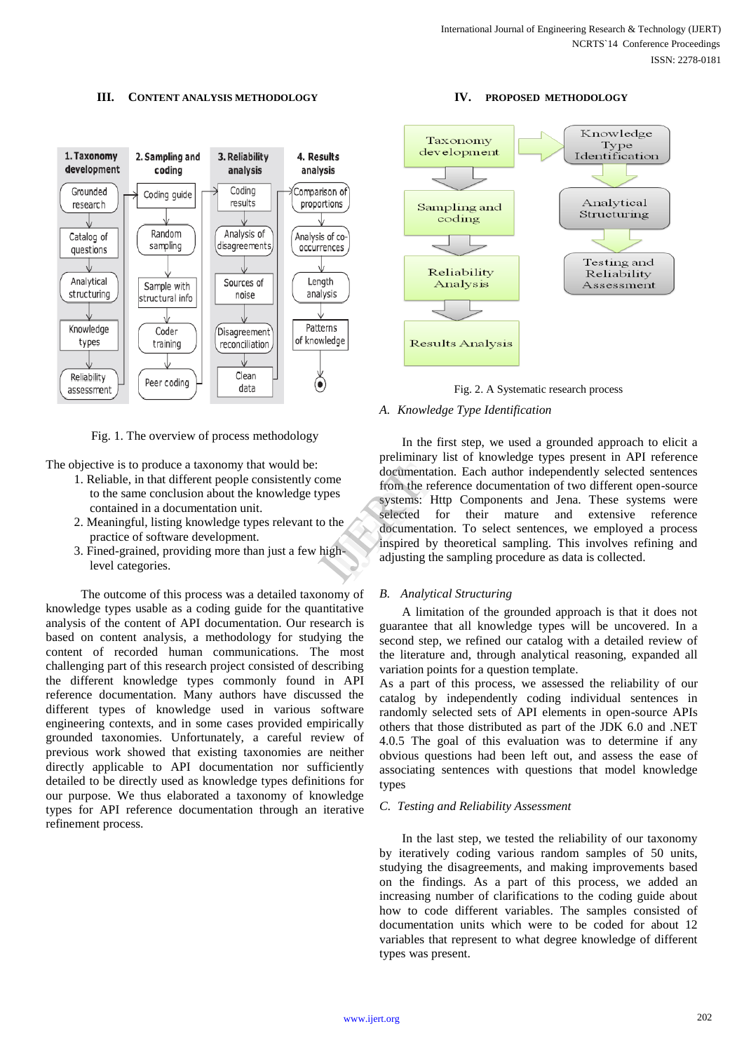## III. CONTENT ANALYSIS METHODOLOGY

Fig. 1. The overview of process methodology

The objective is to produce a taxonomy that would be:

1. Reliable, in that different people consistently come to the same conclusion about the knowledge types contained in a documentation unit.
2. Meaningful, listing knowledge types relevant to the practice of software development.
3. Fined-grained, providing more than just a few high-level categories.

The outcome of this process was a detailed taxonomy of knowledge types usable as a coding guide for the quantitative analysis of the content of API documentation. Our research is based on content analysis, a methodology for studying the content of recorded human communications. The most challenging part of this research project consisted of defining the different knowledge types commonly found in API reference documentation. Many authors have discussed the different types of knowledge used in various software engineering contexts, and in some cases provided empirically grounded taxonomies. Unfortunately, a careful review of previous work showed that existing taxonomies are neither directly applicable to API documentation nor sufficiently detailed to be directly used as knowledge types definitions for our purpose. We thus elaborated a taxonomy of knowledge types for API reference documentation through an iterative refinement process.

## IV. PROPOSED METHODOLOGY

Fig. 2. A Systematic research process

### A. Knowledge Type Identification

In the first step, we used a grounded approach to elicit a preliminary list of knowledge types present in API reference documentation. Each author independently selected sentences from the reference documentation of two different open-source systems: Http Components and Jena. These systems were selected for their mature and extensive reference documentation. To select sentences, we employed a process inspired by theoretical sampling. This involves refining and adjusting the sampling procedure as data is collected.

### B. Analytical Structuring

A limitation of the grounded approach is that it does not guarantee that all knowledge types will be uncovered. In a second step, we refined our catalog with a detailed review of the literature and, through analytical reasoning, expanded all variation points for a question template.

As a part of this process, we assessed the reliability of our catalog by independently coding individual sentences in randomly selected sets of API elements in open-source APIs others that those distributed as part of the JDK 6.0 and .NET 4.0.5 The goal of this evaluation was to determine if any obvious questions had been left out, and assess the ease of associating sentences with questions that model knowledge types

### C. Testing and Reliability Assessment

In the last step, we tested the reliability of our taxonomy by iteratively coding various random samples of 50 units, studying the disagreements, and making improvements based on the findings. As a part of this process, we added an increasing number of clarifications to the coding guide about how to code different variables. The samples consisted of documentation units which were to be coded for about 12 variables that represent to what degree knowledge of different types was present.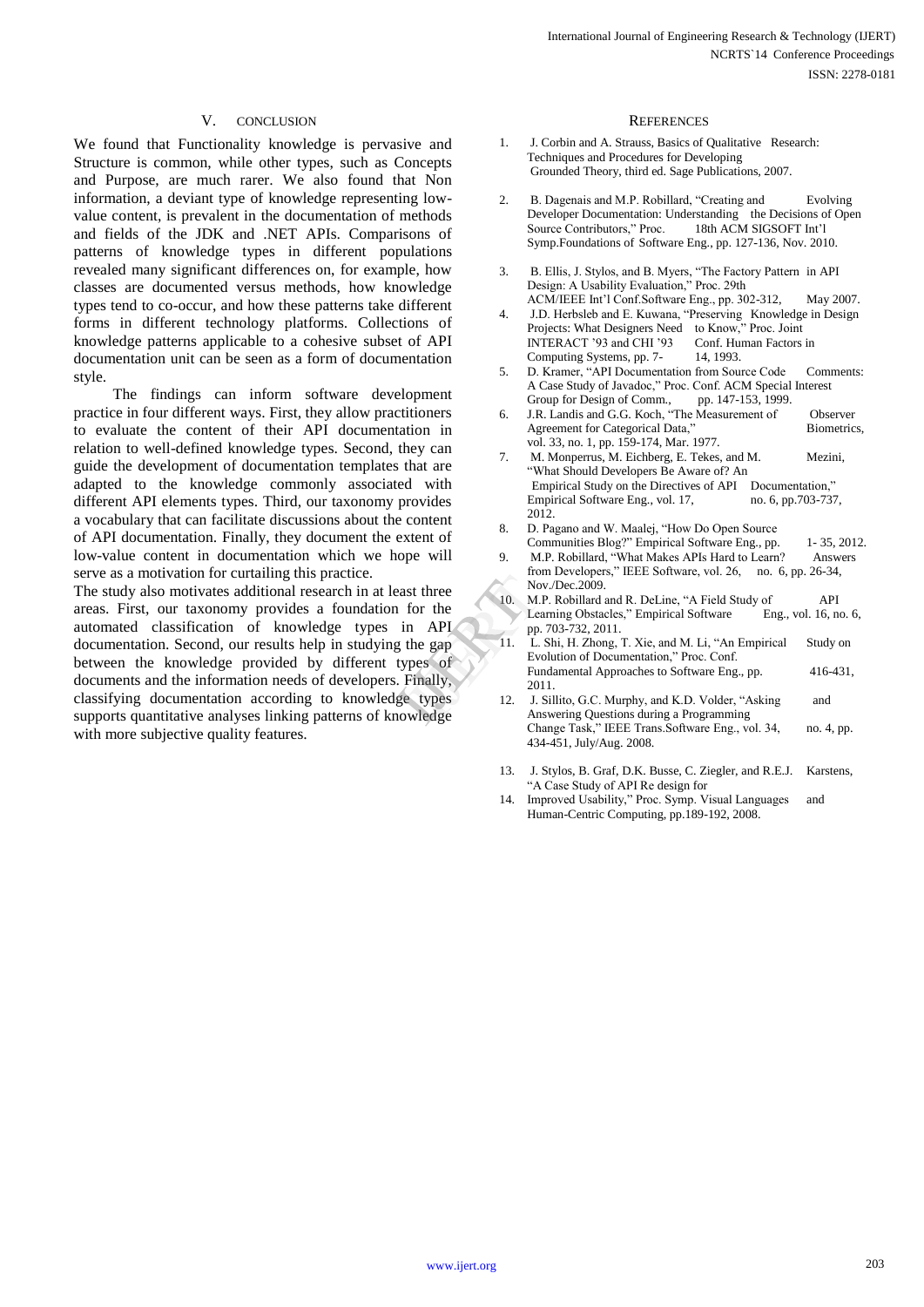## V. CONCLUSION

We found that Functionality knowledge is pervasive and Structure is common, while other types, such as Concepts and Purpose, are much rarer. We also found that Non information, a deviant type of knowledge representing low-value content, is prevalent in the documentation of methods and fields of the JDK and .NET APIs. Comparisons of patterns of knowledge types in different populations revealed many significant differences on, for example, how classes are documented versus methods, how knowledge types tend to co-occur, and how these patterns take different forms in different technology platforms. Collections of knowledge patterns applicable to a cohesive subset of API documentation unit can be seen as a form of documentation style.

The findings can inform software development practice in four different ways. First, they allow practitioners to evaluate the content of their API documentation in relation to well-defined knowledge types. Second, they can guide the development of documentation templates that are adapted to the knowledge commonly associated with different API elements types. Third, our taxonomy provides a vocabulary that can facilitate discussions about the content of API documentation. Finally, they document the extent of low-value content in documentation which we hope will serve as a motivation for curtailing this practice.

The study also motivates additional research in at least three areas. First, our taxonomy provides a foundation for the automated classification of knowledge types in API documentation. Second, our results help in studying the gap between the knowledge provided by different types of documents and the information needs of developers. Finally, classifying documentation according to knowledge types supports quantitative analyses linking patterns of knowledge with more subjective quality features.

## REFERENCES

1. J. Corbin and A. Strauss, Basics of Qualitative Research: Techniques and Procedures for Developing Grounded Theory, third ed. Sage Publications, 2007.
2. B. Dagenais and M.P. Robillard, "Creating and Evolving Developer Documentation: Understanding the Decisions of Open Source Contributors," Proc. 18th ACM SIGSOFT Int'l Symp.Foundations of Software Eng., pp. 127-136, Nov. 2010.
3. B. Ellis, J. Stylos, and B. Myers, "The Factory Pattern in API Design: A Usability Evaluation," Proc. 29th ACM/IEEE Int'l Conf.Software Eng., pp. 302-312, May 2007.
4. J.D. Herbsleb and E. Kuwana, "Preserving Knowledge in Design Projects: What Designers Need to Know," Proc. Joint INTERACT '93 and CHI '93 Conf. Human Factors in Computing Systems, pp. 7- 14, 1993.
5. D. Kramer, "API Documentation from Source Code Comments: A Case Study of Javadoc," Proc. Conf. ACM Special Interest Group for Design of Comm., pp. 147-153, 1999.
6. J.R. Landis and G.G. Koch, "The Measurement of Observer Agreement for Categorical Data," Biometrics, vol. 33, no. 1, pp. 159-174, Mar. 1977.
7. M. Monperrus, M. Eichberg, E. Tekes, and M. Mezini, "What Should Developers Be Aware of? An Empirical Study on the Directives of API Documentation," Empirical Software Eng., vol. 17, no. 6, pp.703-737, 2012.
8. D. Pagano and W. Maalej, "How Do Open Source Communities Blog?" Empirical Software Eng., pp. 1- 35, 2012.
9. M.P. Robillard, "What Makes APIs Hard to Learn? Answers from Developers," IEEE Software, vol. 26, no. 6, pp. 26-34, Nov./Dec.2009.
10. M.P. Robillard and R. DeLine, "A Field Study of API Learning Obstacles," Empirical Software Eng., vol. 16, no. 6, pp. 703-732, 2011.
11. L. Shi, H. Zhong, T. Xie, and M. Li, "An Empirical Study on Evolution of Documentation," Proc. Conf. Fundamental Approaches to Software Eng., pp. 416-431, 2011.
12. J. Sillito, G.C. Murphy, and K.D. Volder, "Asking and Answering Questions during a Programming Change Task," IEEE Trans.Software Eng., vol. 34, no. 4, pp. 434-451, July/Aug. 2008.
13. J. Stylos, B. Graf, D.K. Busse, C. Ziegler, and R.E.J. Karstens, "A Case Study of API Re design for
14. Improved Usability," Proc. Symp. Visual Languages and Human-Centric Computing, pp.189-192, 2008.